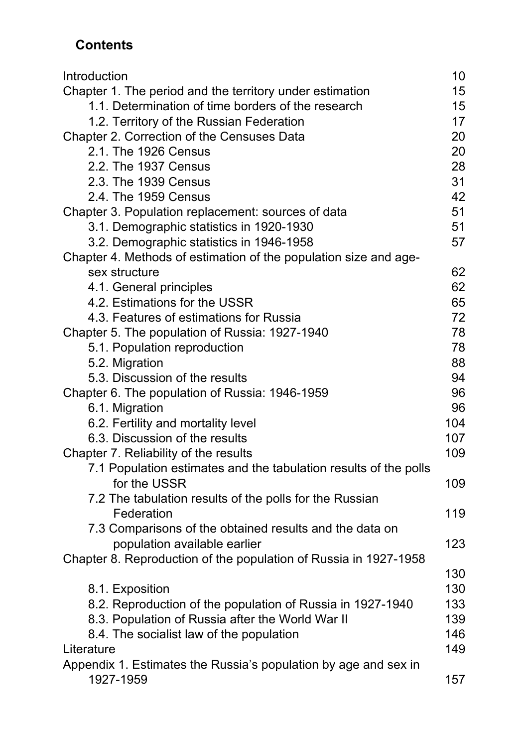## Contents

| | |
|---|---|
| Introduction | 10 |
| Chapter 1. The period and the territory under estimation | 15 |
| 1.1. Determination of time borders of the research | 15 |
| 1.2. Territory of the Russian Federation | 17 |
| Chapter 2. Correction of the Censuses Data | 20 |
| 2.1. The 1926 Census | 20 |
| 2.2. The 1937 Census | 28 |
| 2.3. The 1939 Census | 31 |
| 2.4. The 1959 Census | 42 |
| Chapter 3. Population replacement: sources of data | 51 |
| 3.1. Demographic statistics in 1920-1930 | 51 |
| 3.2. Demographic statistics in 1946-1958 | 57 |
| Chapter 4. Methods of estimation of the population size and age-sex structure | 62 |
| 4.1. General principles | 62 |
| 4.2. Estimations for the USSR | 65 |
| 4.3. Features of estimations for Russia | 72 |
| Chapter 5. The population of Russia: 1927-1940 | 78 |
| 5.1. Population reproduction | 78 |
| 5.2. Migration | 88 |
| 5.3. Discussion of the results | 94 |
| Chapter 6. The population of Russia: 1946-1959 | 96 |
| 6.1. Migration | 96 |
| 6.2. Fertility and mortality level | 104 |
| 6.3. Discussion of the results | 107 |
| Chapter 7. Reliability of the results | 109 |
| 7.1 Population estimates and the tabulation results of the polls for the USSR | 109 |
| 7.2 The tabulation results of the polls for the Russian Federation | 119 |
| 7.3 Comparisons of the obtained results and the data on population available earlier | 123 |
| Chapter 8. Reproduction of the population of Russia in 1927-1958 | 130 |
| 8.1. Exposition | 130 |
| 8.2. Reproduction of the population of Russia in 1927-1940 | 133 |
| 8.3. Population of Russia after the World War II | 139 |
| 8.4. The socialist law of the population | 146 |
| Literature | 149 |
| Appendix 1. Estimates the Russia's population by age and sex in 1927-1959 | 157 |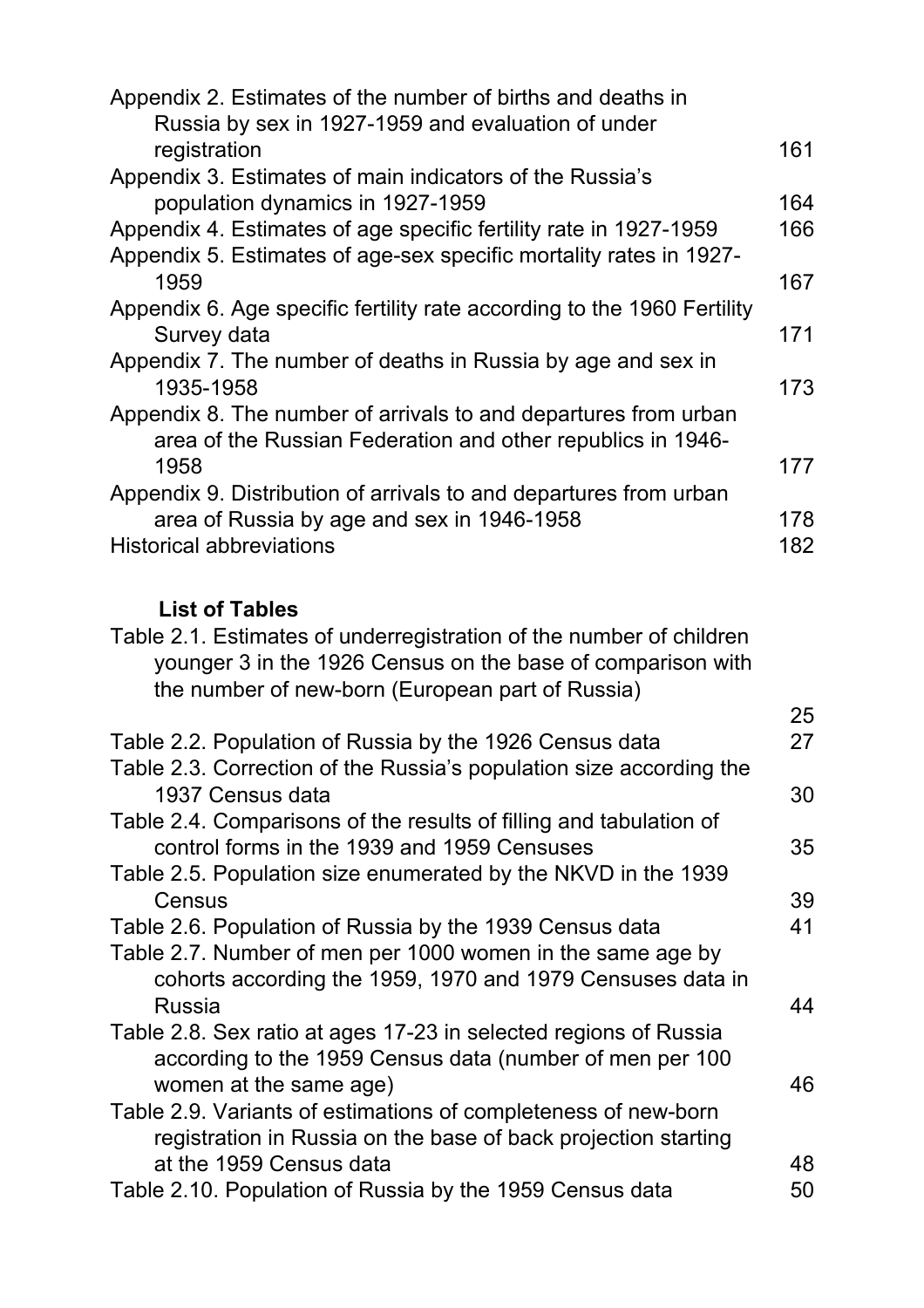Appendix 2. Estimates of the number of births and deaths in Russia by sex in 1927-1959 and evaluation of under registration 161

Appendix 3. Estimates of main indicators of the Russia's population dynamics in 1927-1959 164

Appendix 4. Estimates of age specific fertility rate in 1927-1959 166

Appendix 5. Estimates of age-sex specific mortality rates in 1927-1959 167

Appendix 6. Age specific fertility rate according to the 1960 Fertility Survey data 171

Appendix 7. The number of deaths in Russia by age and sex in 1935-1958 173

Appendix 8. The number of arrivals to and departures from urban area of the Russian Federation and other republics in 1946-1958 177

Appendix 9. Distribution of arrivals to and departures from urban area of Russia by age and sex in 1946-1958 178

Historical abbreviations 182

## List of Tables

Table 2.1. Estimates of underregistration of the number of children younger 3 in the 1926 Census on the base of comparison with the number of new-born (European part of Russia) 25

Table 2.2. Population of Russia by the 1926 Census data 27

Table 2.3. Correction of the Russia's population size according the 1937 Census data 30

Table 2.4. Comparisons of the results of filling and tabulation of control forms in the 1939 and 1959 Censuses 35

Table 2.5. Population size enumerated by the NKVD in the 1939 Census 39

Table 2.6. Population of Russia by the 1939 Census data 41

Table 2.7. Number of men per 1000 women in the same age by cohorts according the 1959, 1970 and 1979 Censuses data in Russia 44

Table 2.8. Sex ratio at ages 17-23 in selected regions of Russia according to the 1959 Census data (number of men per 100 women at the same age) 46

Table 2.9. Variants of estimations of completeness of new-born registration in Russia on the base of back projection starting at the 1959 Census data 48

Table 2.10. Population of Russia by the 1959 Census data 50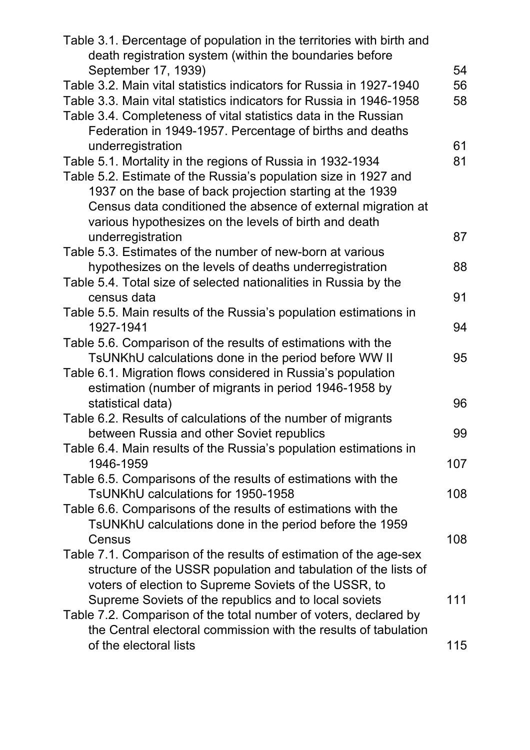Table 3.1. Percentage of population in the territories with birth and death registration system (within the boundaries before September 17, 1939) 54

Table 3.2. Main vital statistics indicators for Russia in 1927-1940 56

Table 3.3. Main vital statistics indicators for Russia in 1946-1958 58

Table 3.4. Completeness of vital statistics data in the Russian Federation in 1949-1957. Percentage of births and deaths underregistration 61

Table 5.1. Mortality in the regions of Russia in 1932-1934 81

Table 5.2. Estimate of the Russia's population size in 1927 and 1937 on the base of back projection starting at the 1939 Census data conditioned the absence of external migration at various hypothesizes on the levels of birth and death underregistration 87

Table 5.3. Estimates of the number of new-born at various hypothesizes on the levels of deaths underregistration 88

Table 5.4. Total size of selected nationalities in Russia by the census data 91

Table 5.5. Main results of the Russia's population estimations in 1927-1941 94

Table 5.6. Comparison of the results of estimations with the TsUNKhU calculations done in the period before WW II 95

Table 6.1. Migration flows considered in Russia's population estimation (number of migrants in period 1946-1958 by statistical data) 96

Table 6.2. Results of calculations of the number of migrants between Russia and other Soviet republics 99

Table 6.4. Main results of the Russia's population estimations in 1946-1959 107

Table 6.5. Comparisons of the results of estimations with the TsUNKhU calculations for 1950-1958 108

Table 6.6. Comparisons of the results of estimations with the TsUNKhU calculations done in the period before the 1959 Census 108

Table 7.1. Comparison of the results of estimation of the age-sex structure of the USSR population and tabulation of the lists of voters of election to Supreme Soviets of the USSR, to Supreme Soviets of the republics and to local soviets 111

Table 7.2. Comparison of the total number of voters, declared by the Central electoral commission with the results of tabulation of the electoral lists 115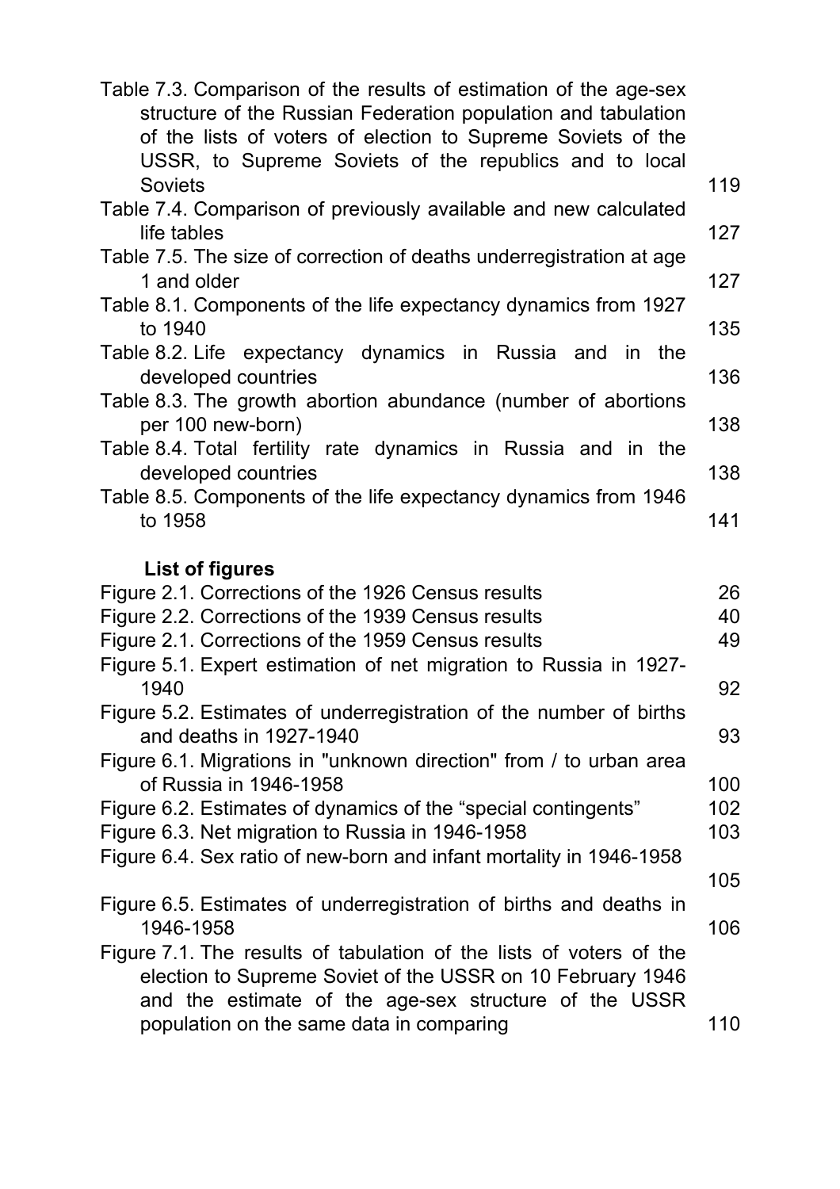Table 7.3. Comparison of the results of estimation of the age-sex structure of the Russian Federation population and tabulation of the lists of voters of election to Supreme Soviets of the USSR, to Supreme Soviets of the republics and to local Soviets 119

Table 7.4. Comparison of previously available and new calculated life tables 127

Table 7.5. The size of correction of deaths underregistration at age 1 and older 127

Table 8.1. Components of the life expectancy dynamics from 1927 to 1940 135

Table 8.2. Life expectancy dynamics in Russia and in the developed countries 136

Table 8.3. The growth abortion abundance (number of abortions per 100 new-born) 138

Table 8.4. Total fertility rate dynamics in Russia and in the developed countries 138

Table 8.5. Components of the life expectancy dynamics from 1946 to 1958 141

**List of figures**

Figure 2.1. Corrections of the 1926 Census results 26

Figure 2.2. Corrections of the 1939 Census results 40

Figure 2.1. Corrections of the 1959 Census results 49

Figure 5.1. Expert estimation of net migration to Russia in 1927-1940 92

Figure 5.2. Estimates of underregistration of the number of births and deaths in 1927-1940 93

Figure 6.1. Migrations in "unknown direction" from / to urban area of Russia in 1946-1958 100

Figure 6.2. Estimates of dynamics of the “special contingents” 102

Figure 6.3. Net migration to Russia in 1946-1958 103

Figure 6.4. Sex ratio of new-born and infant mortality in 1946-1958 105

Figure 6.5. Estimates of underregistration of births and deaths in 1946-1958 106

Figure 7.1. The results of tabulation of the lists of voters of the election to Supreme Soviet of the USSR on 10 February 1946 and the estimate of the age-sex structure of the USSR population on the same data in comparing 110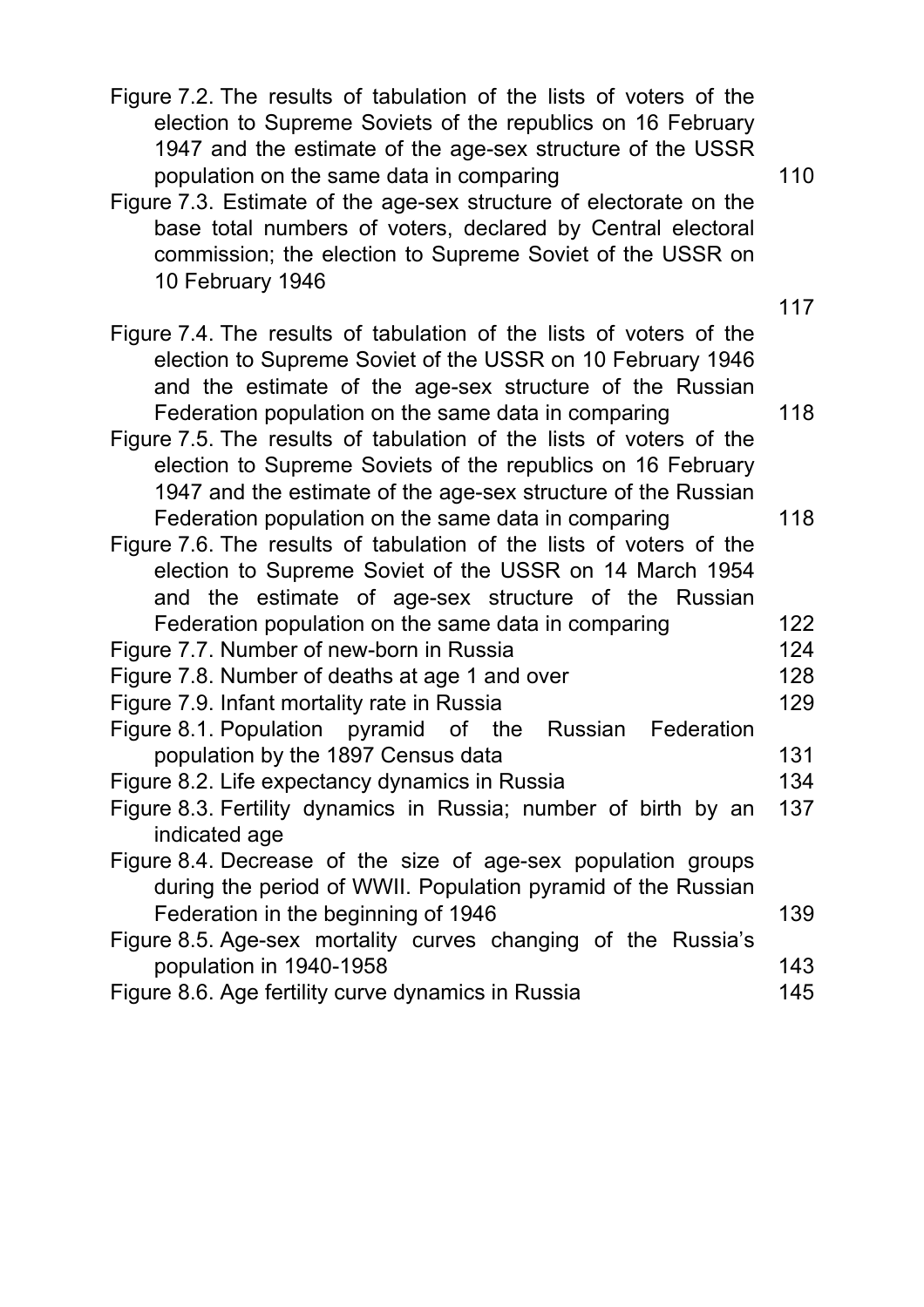Figure 7.2. The results of tabulation of the lists of voters of the election to Supreme Soviets of the republics on 16 February 1947 and the estimate of the age-sex structure of the USSR population on the same data in comparing 110

Figure 7.3. Estimate of the age-sex structure of electorate on the base total numbers of voters, declared by Central electoral commission; the election to Supreme Soviet of the USSR on 10 February 1946 117

Figure 7.4. The results of tabulation of the lists of voters of the election to Supreme Soviet of the USSR on 10 February 1946 and the estimate of the age-sex structure of the Russian Federation population on the same data in comparing 118

Figure 7.5. The results of tabulation of the lists of voters of the election to Supreme Soviets of the republics on 16 February 1947 and the estimate of the age-sex structure of the Russian Federation population on the same data in comparing 118

Figure 7.6. The results of tabulation of the lists of voters of the election to Supreme Soviet of the USSR on 14 March 1954 and the estimate of age-sex structure of the Russian Federation population on the same data in comparing 122

Figure 7.7. Number of new-born in Russia 124

Figure 7.8. Number of deaths at age 1 and over 128

Figure 7.9. Infant mortality rate in Russia 129

Figure 8.1. Population pyramid of the Russian Federation population by the 1897 Census data 131

Figure 8.2. Life expectancy dynamics in Russia 134

Figure 8.3. Fertility dynamics in Russia; number of birth by an indicated age 137

Figure 8.4. Decrease of the size of age-sex population groups during the period of WWII. Population pyramid of the Russian Federation in the beginning of 1946 139

Figure 8.5. Age-sex mortality curves changing of the Russia's population in 1940-1958 143

Figure 8.6. Age fertility curve dynamics in Russia 145